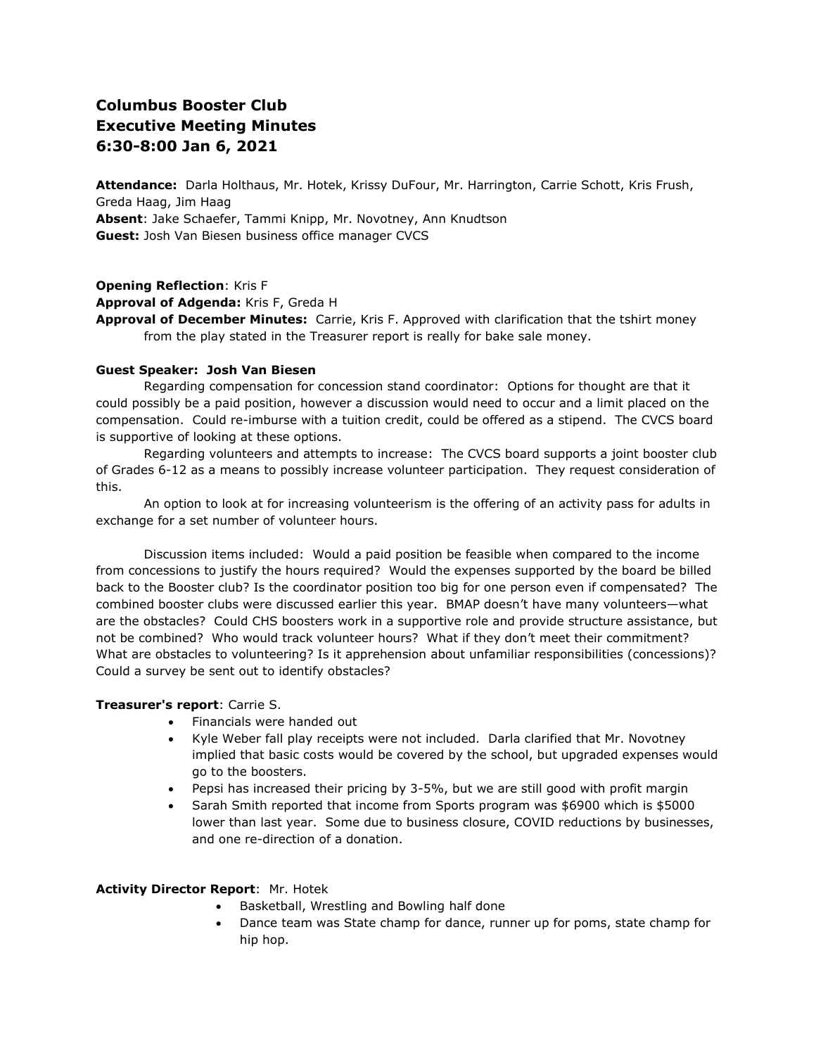# Columbus Booster Club
# Executive Meeting Minutes
# 6:30-8:00 Jan 6, 2021

**Attendance:** Darla Holthaus, Mr. Hotek, Krissy DuFour, Mr. Harrington, Carrie Schott, Kris Frush, Greda Haag, Jim Haag
**Absent**: Jake Schaefer, Tammi Knipp, Mr. Novotney, Ann Knudtson
**Guest:** Josh Van Biesen business office manager CVCS

**Opening Reflection**: Kris F
**Approval of Adgenda:** Kris F, Greda H
**Approval of December Minutes:** Carrie, Kris F. Approved with clarification that the tshirt money from the play stated in the Treasurer report is really for bake sale money.

**Guest Speaker: Josh Van Biesen**

Regarding compensation for concession stand coordinator: Options for thought are that it could possibly be a paid position, however a discussion would need to occur and a limit placed on the compensation. Could re-imburse with a tuition credit, could be offered as a stipend. The CVCS board is supportive of looking at these options.

Regarding volunteers and attempts to increase: The CVCS board supports a joint booster club of Grades 6-12 as a means to possibly increase volunteer participation. They request consideration of this.

An option to look at for increasing volunteerism is the offering of an activity pass for adults in exchange for a set number of volunteer hours.

Discussion items included: Would a paid position be feasible when compared to the income from concessions to justify the hours required? Would the expenses supported by the board be billed back to the Booster club? Is the coordinator position too big for one person even if compensated? The combined booster clubs were discussed earlier this year. BMAP doesn't have many volunteers—what are the obstacles? Could CHS boosters work in a supportive role and provide structure assistance, but not be combined? Who would track volunteer hours? What if they don't meet their commitment? What are obstacles to volunteering? Is it apprehension about unfamiliar responsibilities (concessions)? Could a survey be sent out to identify obstacles?

**Treasurer's report**: Carrie S.

- Financials were handed out
- Kyle Weber fall play receipts were not included. Darla clarified that Mr. Novotney implied that basic costs would be covered by the school, but upgraded expenses would go to the boosters.
- Pepsi has increased their pricing by 3-5%, but we are still good with profit margin
- Sarah Smith reported that income from Sports program was $6900 which is $5000 lower than last year. Some due to business closure, COVID reductions by businesses, and one re-direction of a donation.

**Activity Director Report**: Mr. Hotek

- Basketball, Wrestling and Bowling half done
- Dance team was State champ for dance, runner up for poms, state champ for hip hop.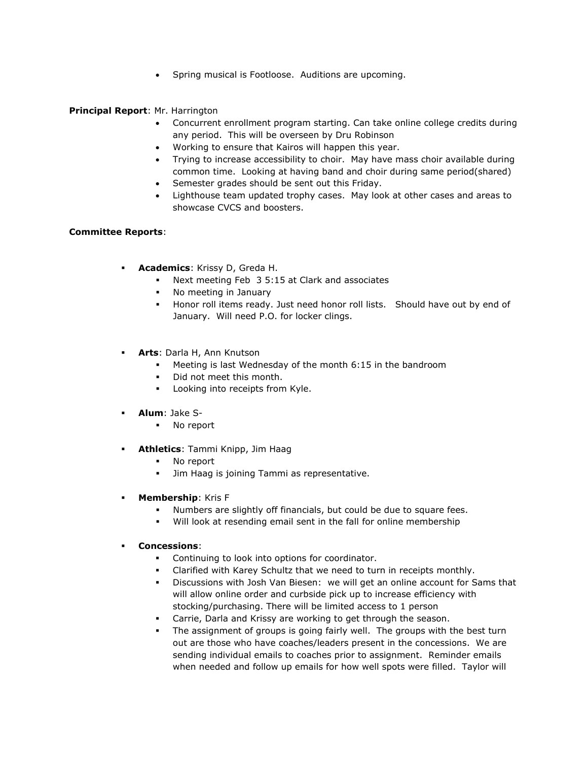- Spring musical is Footloose. Auditions are upcoming.

**Principal Report**: Mr. Harrington

- Concurrent enrollment program starting. Can take online college credits during any period. This will be overseen by Dru Robinson
- Working to ensure that Kairos will happen this year.
- Trying to increase accessibility to choir. May have mass choir available during common time. Looking at having band and choir during same period(shared)
- Semester grades should be sent out this Friday.
- Lighthouse team updated trophy cases. May look at other cases and areas to showcase CVCS and boosters.

**Committee Reports**:

- **Academics**: Krissy D, Greda H.
  - Next meeting Feb 3 5:15 at Clark and associates
  - No meeting in January
  - Honor roll items ready. Just need honor roll lists. Should have out by end of January. Will need P.O. for locker clings.

- **Arts**: Darla H, Ann Knutson
  - Meeting is last Wednesday of the month 6:15 in the bandroom
  - Did not meet this month.
  - Looking into receipts from Kyle.

- **Alum**: Jake S-
  - No report

- **Athletics**: Tammi Knipp, Jim Haag
  - No report
  - Jim Haag is joining Tammi as representative.

- **Membership**: Kris F
  - Numbers are slightly off financials, but could be due to square fees.
  - Will look at resending email sent in the fall for online membership

- **Concessions**:
  - Continuing to look into options for coordinator.
  - Clarified with Karey Schultz that we need to turn in receipts monthly.
  - Discussions with Josh Van Biesen: we will get an online account for Sams that will allow online order and curbside pick up to increase efficiency with stocking/purchasing. There will be limited access to 1 person
  - Carrie, Darla and Krissy are working to get through the season.
  - The assignment of groups is going fairly well. The groups with the best turn out are those who have coaches/leaders present in the concessions. We are sending individual emails to coaches prior to assignment. Reminder emails when needed and follow up emails for how well spots were filled. Taylor will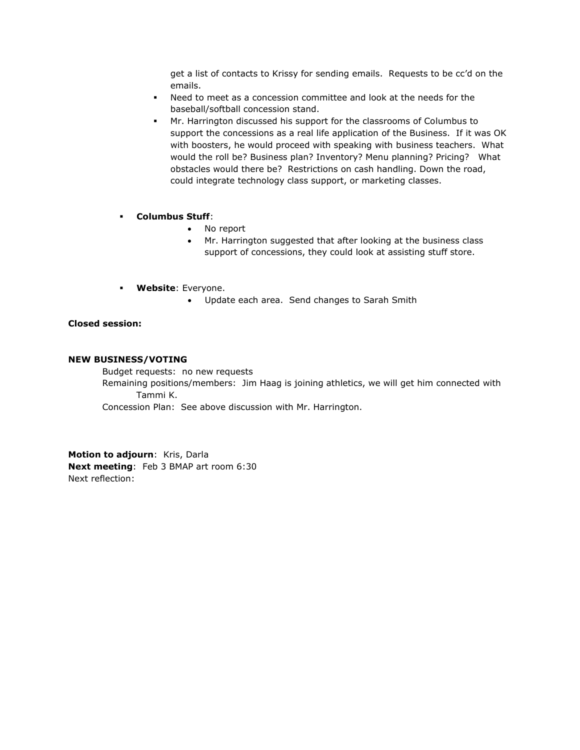get a list of contacts to Krissy for sending emails. Requests to be cc'd on the emails.

- Need to meet as a concession committee and look at the needs for the baseball/softball concession stand.
- Mr. Harrington discussed his support for the classrooms of Columbus to support the concessions as a real life application of the Business. If it was OK with boosters, he would proceed with speaking with business teachers. What would the roll be? Business plan? Inventory? Menu planning? Pricing? What obstacles would there be? Restrictions on cash handling. Down the road, could integrate technology class support, or marketing classes.

- **Columbus Stuff**:
  - No report
  - Mr. Harrington suggested that after looking at the business class support of concessions, they could look at assisting stuff store.

- **Website**: Everyone.
  - Update each area. Send changes to Sarah Smith

**Closed session:**

**NEW BUSINESS/VOTING**

Budget requests: no new requests

Remaining positions/members: Jim Haag is joining athletics, we will get him connected with Tammi K.

Concession Plan: See above discussion with Mr. Harrington.

**Motion to adjourn**: Kris, Darla

**Next meeting**: Feb 3 BMAP art room 6:30

Next reflection: